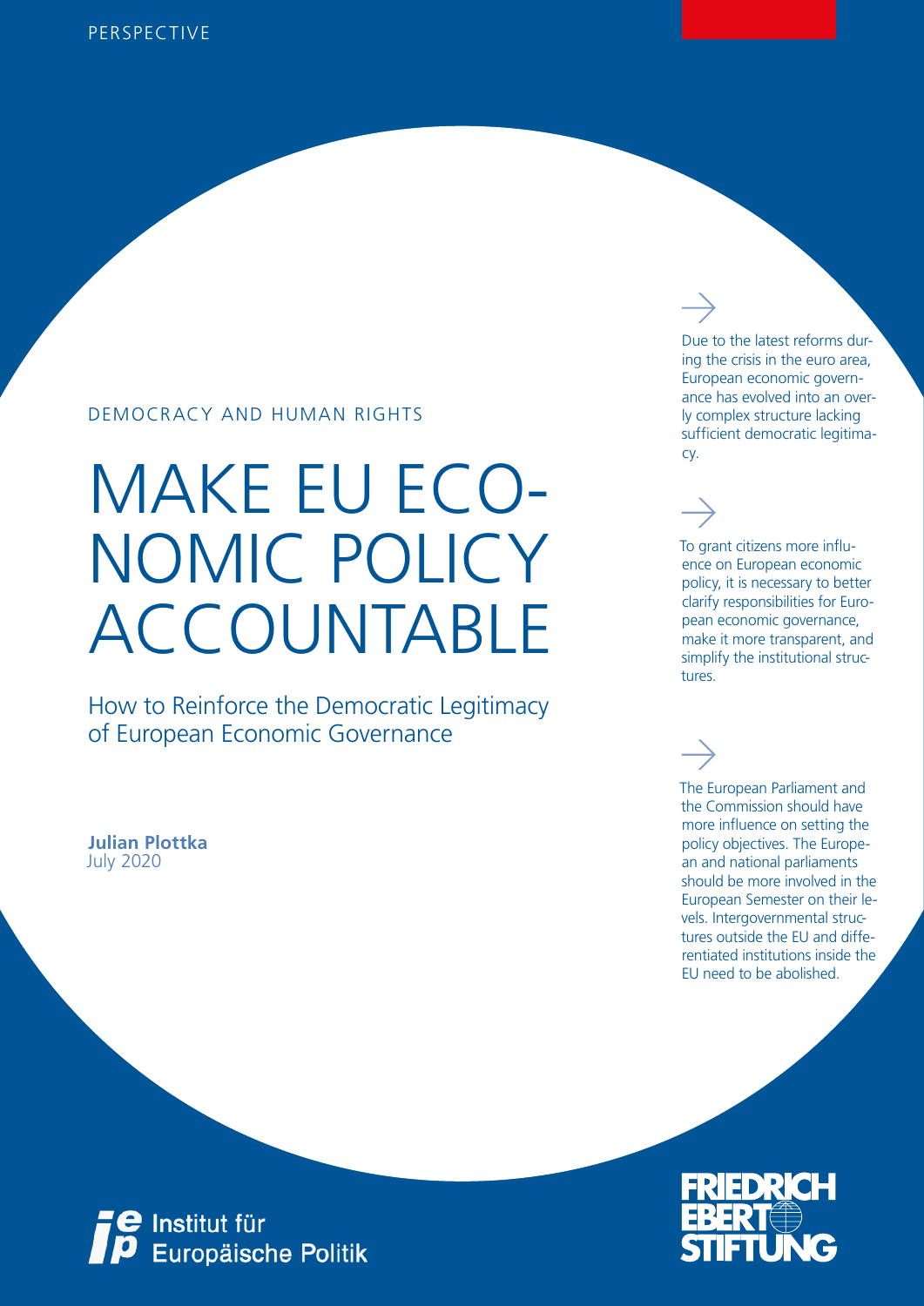PERSPECTIVE

DEMOCRACY AND HUMAN RIGHTS

# MAKE EU ECONOMIC POLICY ACCOUNTABLE

## How to Reinforce the Democratic Legitimacy of European Economic Governance

**Julian Plottka**
July 2020

→

Due to the latest reforms during the crisis in the euro area, European economic governance has evolved into an overly complex structure lacking sufficient democratic legitimacy.

→

To grant citizens more influence on European economic policy, it is necessary to better clarify responsibilities for European economic governance, make it more transparent, and simplify the institutional structures.

→

The European Parliament and the Commission should have more influence on setting the policy objectives. The European and national parliaments should be more involved in the European Semester on their levels. Intergovernmental structures outside the EU and differentiated institutions inside the EU need to be abolished.

Institut für Europäische Politik

FRIEDRICH EBERT STIFTUNG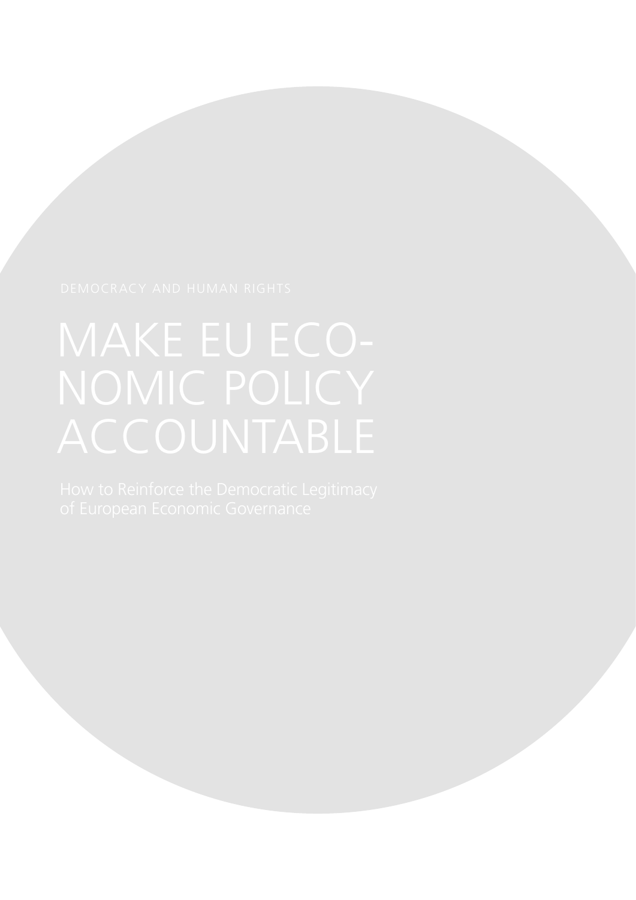DEMOCRACY AND HUMAN RIGHTS

# MAKE EU ECO-NOMIC POLICY ACCOUNTABLE

How to Reinforce the Democratic Legitimacy of European Economic Governance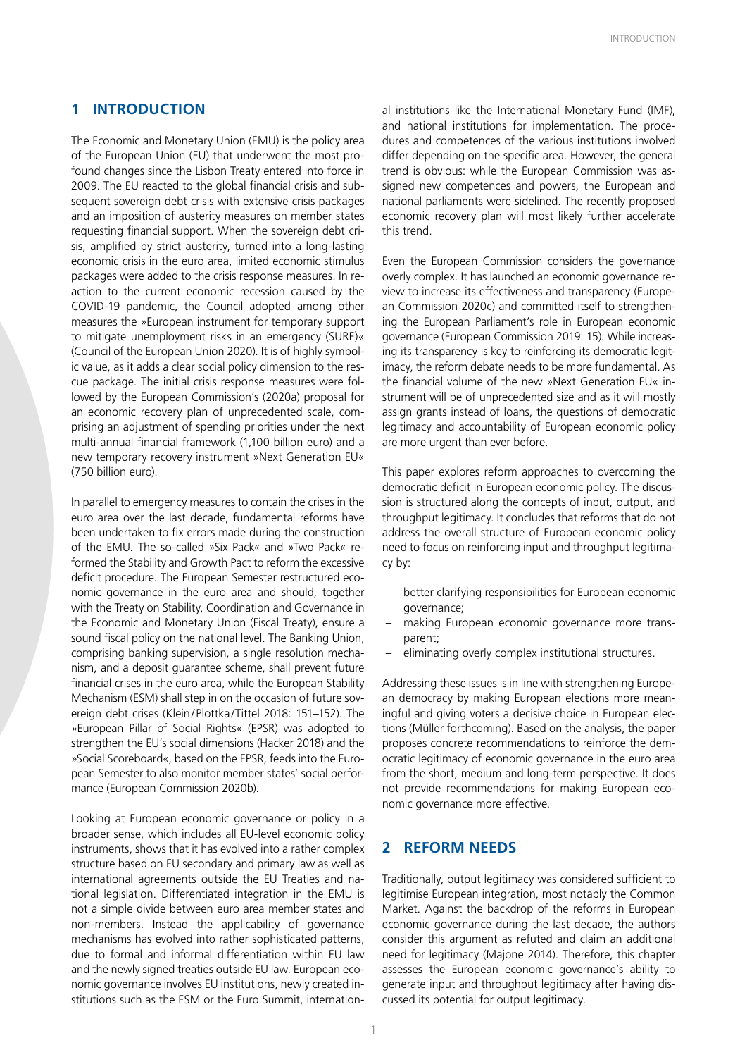## 1 INTRODUCTION

The Economic and Monetary Union (EMU) is the policy area of the European Union (EU) that underwent the most profound changes since the Lisbon Treaty entered into force in 2009. The EU reacted to the global financial crisis and subsequent sovereign debt crisis with extensive crisis packages and an imposition of austerity measures on member states requesting financial support. When the sovereign debt crisis, amplified by strict austerity, turned into a long-lasting economic crisis in the euro area, limited economic stimulus packages were added to the crisis response measures. In reaction to the current economic recession caused by the COVID-19 pandemic, the Council adopted among other measures the »European instrument for temporary support to mitigate unemployment risks in an emergency (SURE)« (Council of the European Union 2020). It is of highly symbolic value, as it adds a clear social policy dimension to the rescue package. The initial crisis response measures were followed by the European Commission's (2020a) proposal for an economic recovery plan of unprecedented scale, comprising an adjustment of spending priorities under the next multi-annual financial framework (1,100 billion euro) and a new temporary recovery instrument »Next Generation EU« (750 billion euro).

In parallel to emergency measures to contain the crises in the euro area over the last decade, fundamental reforms have been undertaken to fix errors made during the construction of the EMU. The so-called »Six Pack« and »Two Pack« reformed the Stability and Growth Pact to reform the excessive deficit procedure. The European Semester restructured economic governance in the euro area and should, together with the Treaty on Stability, Coordination and Governance in the Economic and Monetary Union (Fiscal Treaty), ensure a sound fiscal policy on the national level. The Banking Union, comprising banking supervision, a single resolution mechanism, and a deposit guarantee scheme, shall prevent future financial crises in the euro area, while the European Stability Mechanism (ESM) shall step in on the occasion of future sovereign debt crises (Klein/Plottka/Tittel 2018: 151–152). The »European Pillar of Social Rights« (EPSR) was adopted to strengthen the EU's social dimensions (Hacker 2018) and the »Social Scoreboard«, based on the EPSR, feeds into the European Semester to also monitor member states' social performance (European Commission 2020b).

Looking at European economic governance or policy in a broader sense, which includes all EU-level economic policy instruments, shows that it has evolved into a rather complex structure based on EU secondary and primary law as well as international agreements outside the EU Treaties and national legislation. Differentiated integration in the EMU is not a simple divide between euro area member states and non-members. Instead the applicability of governance mechanisms has evolved into rather sophisticated patterns, due to formal and informal differentiation within EU law and the newly signed treaties outside EU law. European economic governance involves EU institutions, newly created institutions such as the ESM or the Euro Summit, international institutions like the International Monetary Fund (IMF), and national institutions for implementation. The procedures and competences of the various institutions involved differ depending on the specific area. However, the general trend is obvious: while the European Commission was assigned new competences and powers, the European and national parliaments were sidelined. The recently proposed economic recovery plan will most likely further accelerate this trend.

Even the European Commission considers the governance overly complex. It has launched an economic governance review to increase its effectiveness and transparency (European Commission 2020c) and committed itself to strengthening the European Parliament's role in European economic governance (European Commission 2019: 15). While increasing its transparency is key to reinforcing its democratic legitimacy, the reform debate needs to be more fundamental. As the financial volume of the new »Next Generation EU« instrument will be of unprecedented size and as it will mostly assign grants instead of loans, the questions of democratic legitimacy and accountability of European economic policy are more urgent than ever before.

This paper explores reform approaches to overcoming the democratic deficit in European economic policy. The discussion is structured along the concepts of input, output, and throughput legitimacy. It concludes that reforms that do not address the overall structure of European economic policy need to focus on reinforcing input and throughput legitimacy by:

- better clarifying responsibilities for European economic governance;
- making European economic governance more transparent;
- eliminating overly complex institutional structures.

Addressing these issues is in line with strengthening European democracy by making European elections more meaningful and giving voters a decisive choice in European elections (Müller forthcoming). Based on the analysis, the paper proposes concrete recommendations to reinforce the democratic legitimacy of economic governance in the euro area from the short, medium and long-term perspective. It does not provide recommendations for making European economic governance more effective.

## 2 REFORM NEEDS

Traditionally, output legitimacy was considered sufficient to legitimise European integration, most notably the Common Market. Against the backdrop of the reforms in European economic governance during the last decade, the authors consider this argument as refuted and claim an additional need for legitimacy (Majone 2014). Therefore, this chapter assesses the European economic governance's ability to generate input and throughput legitimacy after having discussed its potential for output legitimacy.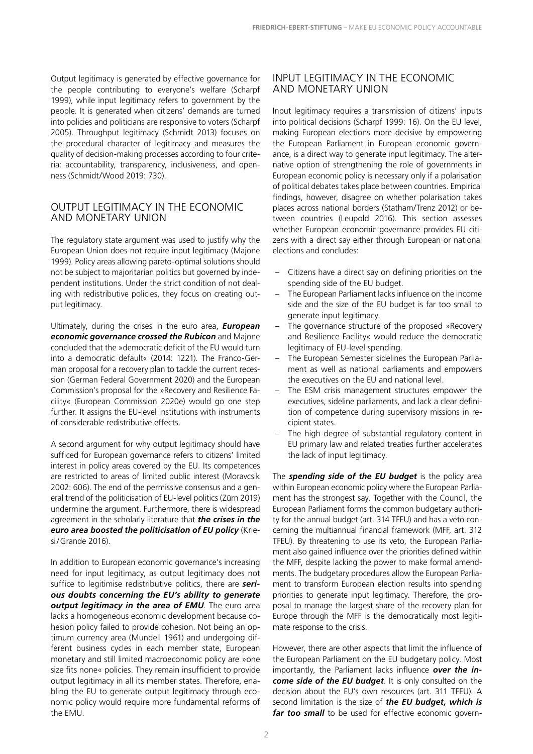Output legitimacy is generated by effective governance for the people contributing to everyone's welfare (Scharpf 1999), while input legitimacy refers to government by the people. It is generated when citizens' demands are turned into policies and politicians are responsive to voters (Scharpf 2005). Throughput legitimacy (Schmidt 2013) focuses on the procedural character of legitimacy and measures the quality of decision-making processes according to four criteria: accountability, transparency, inclusiveness, and openness (Schmidt/Wood 2019: 730).

## OUTPUT LEGITIMACY IN THE ECONOMIC AND MONETARY UNION

The regulatory state argument was used to justify why the European Union does not require input legitimacy (Majone 1999). Policy areas allowing pareto-optimal solutions should not be subject to majoritarian politics but governed by independent institutions. Under the strict condition of not dealing with redistributive policies, they focus on creating output legitimacy.

Ultimately, during the crises in the euro area, ***European economic governance crossed the Rubicon*** and Majone concluded that the »democratic deficit of the EU would turn into a democratic default« (2014: 1221). The Franco-German proposal for a recovery plan to tackle the current recession (German Federal Government 2020) and the European Commission's proposal for the »Recovery and Resilience Facility« (European Commission 2020e) would go one step further. It assigns the EU-level institutions with instruments of considerable redistributive effects.

A second argument for why output legitimacy should have sufficed for European governance refers to citizens' limited interest in policy areas covered by the EU. Its competences are restricted to areas of limited public interest (Moravcsik 2002: 606). The end of the permissive consensus and a general trend of the politicisation of EU-level politics (Zürn 2019) undermine the argument. Furthermore, there is widespread agreement in the scholarly literature that ***the crises in the euro area boosted the politicisation of EU policy*** (Kriesi/Grande 2016).

In addition to European economic governance's increasing need for input legitimacy, as output legitimacy does not suffice to legitimise redistributive politics, there are ***serious doubts concerning the EU's ability to generate output legitimacy in the area of EMU***. The euro area lacks a homogeneous economic development because cohesion policy failed to provide cohesion. Not being an optimum currency area (Mundell 1961) and undergoing different business cycles in each member state, European monetary and still limited macroeconomic policy are »one size fits none« policies. They remain insufficient to provide output legitimacy in all its member states. Therefore, enabling the EU to generate output legitimacy through economic policy would require more fundamental reforms of the EMU.

## INPUT LEGITIMACY IN THE ECONOMIC AND MONETARY UNION

Input legitimacy requires a transmission of citizens' inputs into political decisions (Scharpf 1999: 16). On the EU level, making European elections more decisive by empowering the European Parliament in European economic governance, is a direct way to generate input legitimacy. The alternative option of strengthening the role of governments in European economic policy is necessary only if a polarisation of political debates takes place between countries. Empirical findings, however, disagree on whether polarisation takes places across national borders (Statham/Trenz 2012) or between countries (Leupold 2016). This section assesses whether European economic governance provides EU citizens with a direct say either through European or national elections and concludes:

- Citizens have a direct say on defining priorities on the spending side of the EU budget.
- The European Parliament lacks influence on the income side and the size of the EU budget is far too small to generate input legitimacy.
- The governance structure of the proposed »Recovery and Resilience Facility« would reduce the democratic legitimacy of EU-level spending.
- The European Semester sidelines the European Parliament as well as national parliaments and empowers the executives on the EU and national level.
- The ESM crisis management structures empower the executives, sideline parliaments, and lack a clear definition of competence during supervisory missions in recipient states.
- The high degree of substantial regulatory content in EU primary law and related treaties further accelerates the lack of input legitimacy.

The ***spending side of the EU budget*** is the policy area within European economic policy where the European Parliament has the strongest say. Together with the Council, the European Parliament forms the common budgetary authority for the annual budget (art. 314 TFEU) and has a veto concerning the multiannual financial framework (MFF, art. 312 TFEU). By threatening to use its veto, the European Parliament also gained influence over the priorities defined within the MFF, despite lacking the power to make formal amendments. The budgetary procedures allow the European Parliament to transform European election results into spending priorities to generate input legitimacy. Therefore, the proposal to manage the largest share of the recovery plan for Europe through the MFF is the democratically most legitimate response to the crisis.

However, there are other aspects that limit the influence of the European Parliament on the EU budgetary policy. Most importantly, the Parliament lacks influence ***over the income side of the EU budget***. It is only consulted on the decision about the EU's own resources (art. 311 TFEU). A second limitation is the size of ***the EU budget, which is far too small*** to be used for effective economic govern-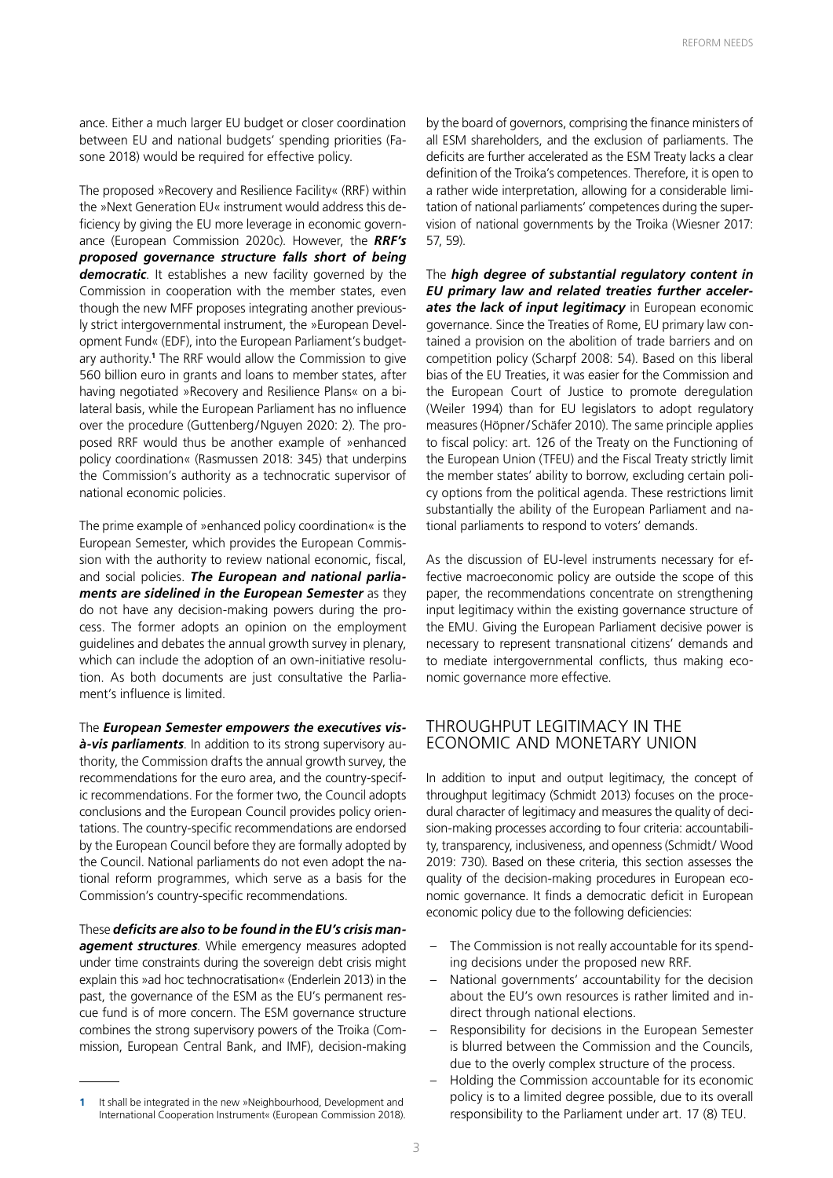ance. Either a much larger EU budget or closer coordination between EU and national budgets' spending priorities (Fasone 2018) would be required for effective policy.

The proposed »Recovery and Resilience Facility« (RRF) within the »Next Generation EU« instrument would address this deficiency by giving the EU more leverage in economic governance (European Commission 2020c). However, the ***RRF's proposed governance structure falls short of being democratic***. It establishes a new facility governed by the Commission in cooperation with the member states, even though the new MFF proposes integrating another previously strict intergovernmental instrument, the »European Development Fund« (EDF), into the European Parliament's budgetary authority.[1] The RRF would allow the Commission to give 560 billion euro in grants and loans to member states, after having negotiated »Recovery and Resilience Plans« on a bilateral basis, while the European Parliament has no influence over the procedure (Guttenberg/Nguyen 2020: 2). The proposed RRF would thus be another example of »enhanced policy coordination« (Rasmussen 2018: 345) that underpins the Commission's authority as a technocratic supervisor of national economic policies.

The prime example of »enhanced policy coordination« is the European Semester, which provides the European Commission with the authority to review national economic, fiscal, and social policies. ***The European and national parliaments are sidelined in the European Semester*** as they do not have any decision-making powers during the process. The former adopts an opinion on the employment guidelines and debates the annual growth survey in plenary, which can include the adoption of an own-initiative resolution. As both documents are just consultative the Parliament's influence is limited.

The ***European Semester empowers the executives vis-à-vis parliaments***. In addition to its strong supervisory authority, the Commission drafts the annual growth survey, the recommendations for the euro area, and the country-specific recommendations. For the former two, the Council adopts conclusions and the European Council provides policy orientations. The country-specific recommendations are endorsed by the European Council before they are formally adopted by the Council. National parliaments do not even adopt the national reform programmes, which serve as a basis for the Commission's country-specific recommendations.

These ***deficits are also to be found in the EU's crisis management structures***. While emergency measures adopted under time constraints during the sovereign debt crisis might explain this »ad hoc technocratisation« (Enderlein 2013) in the past, the governance of the ESM as the EU's permanent rescue fund is of more concern. The ESM governance structure combines the strong supervisory powers of the Troika (Commission, European Central Bank, and IMF), decision-making by the board of governors, comprising the finance ministers of all ESM shareholders, and the exclusion of parliaments. The deficits are further accelerated as the ESM Treaty lacks a clear definition of the Troika's competences. Therefore, it is open to a rather wide interpretation, allowing for a considerable limitation of national parliaments' competences during the supervision of national governments by the Troika (Wiesner 2017: 57, 59).

The ***high degree of substantial regulatory content in EU primary law and related treaties further accelerates the lack of input legitimacy*** in European economic governance. Since the Treaties of Rome, EU primary law contained a provision on the abolition of trade barriers and on competition policy (Scharpf 2008: 54). Based on this liberal bias of the EU Treaties, it was easier for the Commission and the European Court of Justice to promote deregulation (Weiler 1994) than for EU legislators to adopt regulatory measures (Höpner/Schäfer 2010). The same principle applies to fiscal policy: art. 126 of the Treaty on the Functioning of the European Union (TFEU) and the Fiscal Treaty strictly limit the member states' ability to borrow, excluding certain policy options from the political agenda. These restrictions limit substantially the ability of the European Parliament and national parliaments to respond to voters' demands.

As the discussion of EU-level instruments necessary for effective macroeconomic policy are outside the scope of this paper, the recommendations concentrate on strengthening input legitimacy within the existing governance structure of the EMU. Giving the European Parliament decisive power is necessary to represent transnational citizens' demands and to mediate intergovernmental conflicts, thus making economic governance more effective.

## THROUGHPUT LEGITIMACY IN THE ECONOMIC AND MONETARY UNION

In addition to input and output legitimacy, the concept of throughput legitimacy (Schmidt 2013) focuses on the procedural character of legitimacy and measures the quality of decision-making processes according to four criteria: accountability, transparency, inclusiveness, and openness (Schmidt/ Wood 2019: 730). Based on these criteria, this section assesses the quality of the decision-making procedures in European economic governance. It finds a democratic deficit in European economic policy due to the following deficiencies:

- The Commission is not really accountable for its spending decisions under the proposed new RRF.
- National governments' accountability for the decision about the EU's own resources is rather limited and indirect through national elections.
- Responsibility for decisions in the European Semester is blurred between the Commission and the Councils, due to the overly complex structure of the process.
- Holding the Commission accountable for its economic policy is to a limited degree possible, due to its overall responsibility to the Parliament under art. 17 (8) TEU.

---

[1] It shall be integrated in the new »Neighbourhood, Development and International Cooperation Instrument« (European Commission 2018).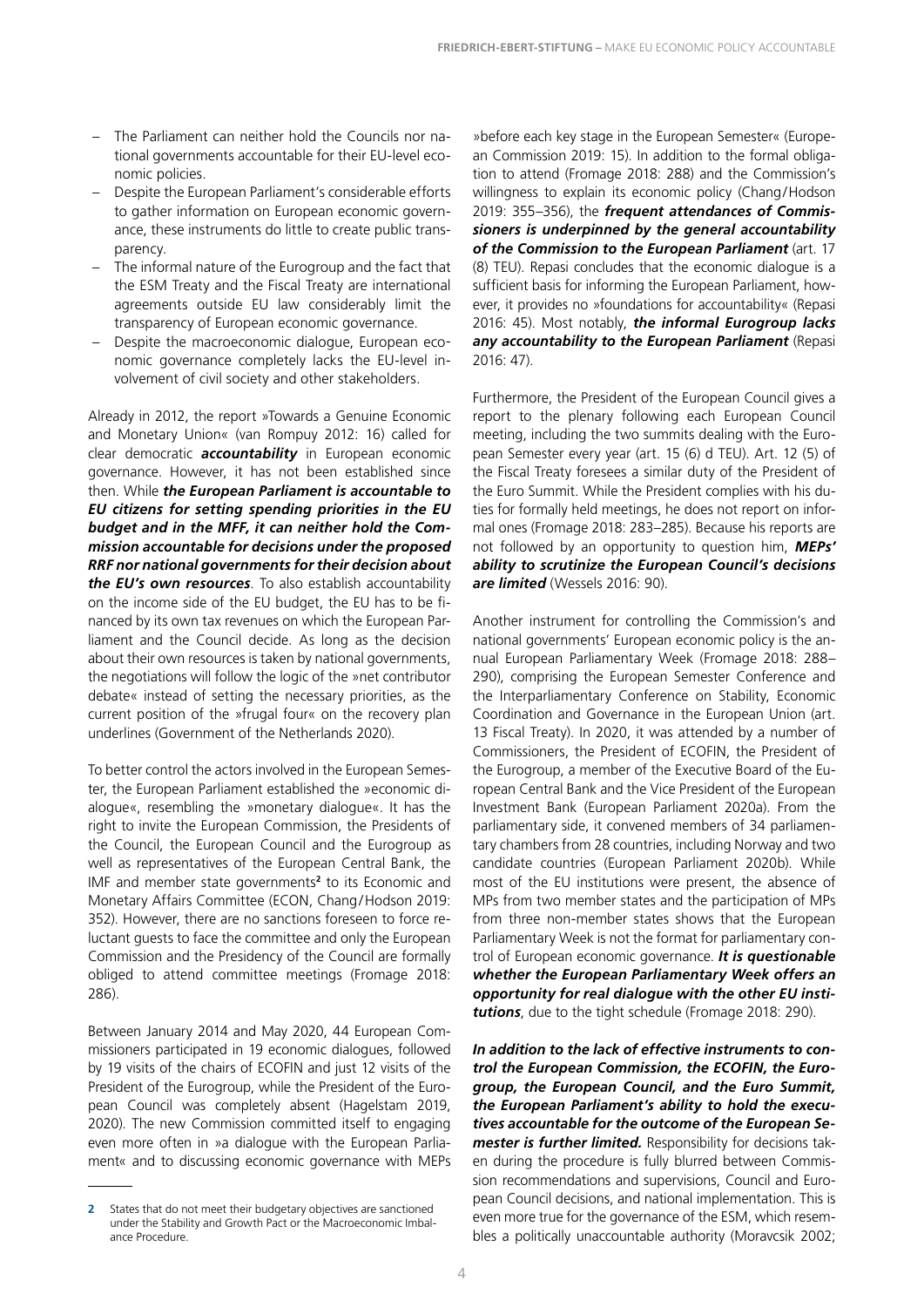- The Parliament can neither hold the Councils nor national governments accountable for their EU-level economic policies.
- Despite the European Parliament's considerable efforts to gather information on European economic governance, these instruments do little to create public transparency.
- The informal nature of the Eurogroup and the fact that the ESM Treaty and the Fiscal Treaty are international agreements outside EU law considerably limit the transparency of European economic governance.
- Despite the macroeconomic dialogue, European economic governance completely lacks the EU-level involvement of civil society and other stakeholders.

Already in 2012, the report »Towards a Genuine Economic and Monetary Union« (van Rompuy 2012: 16) called for clear democratic ***accountability*** in European economic governance. However, it has not been established since then. While ***the European Parliament is accountable to EU citizens for setting spending priorities in the EU budget and in the MFF, it can neither hold the Commission accountable for decisions under the proposed RRF nor national governments for their decision about the EU's own resources***. To also establish accountability on the income side of the EU budget, the EU has to be financed by its own tax revenues on which the European Parliament and the Council decide. As long as the decision about their own resources is taken by national governments, the negotiations will follow the logic of the »net contributor debate« instead of setting the necessary priorities, as the current position of the »frugal four« on the recovery plan underlines (Government of the Netherlands 2020).

To better control the actors involved in the European Semester, the European Parliament established the »economic dialogue«, resembling the »monetary dialogue«. It has the right to invite the European Commission, the Presidents of the Council, the European Council and the Eurogroup as well as representatives of the European Central Bank, the IMF and member state governments[2] to its Economic and Monetary Affairs Committee (ECON, Chang/Hodson 2019: 352). However, there are no sanctions foreseen to force reluctant guests to face the committee and only the European Commission and the Presidency of the Council are formally obliged to attend committee meetings (Fromage 2018: 286).

Between January 2014 and May 2020, 44 European Commissioners participated in 19 economic dialogues, followed by 19 visits of the chairs of ECOFIN and just 12 visits of the President of the Eurogroup, while the President of the European Council was completely absent (Hagelstam 2019, 2020). The new Commission committed itself to engaging even more often in »a dialogue with the European Parliament« and to discussing economic governance with MEPs »before each key stage in the European Semester« (European Commission 2019: 15). In addition to the formal obligation to attend (Fromage 2018: 288) and the Commission's willingness to explain its economic policy (Chang/Hodson 2019: 355–356), the ***frequent attendances of Commissioners is underpinned by the general accountability of the Commission to the European Parliament*** (art. 17 (8) TEU). Repasi concludes that the economic dialogue is a sufficient basis for informing the European Parliament, however, it provides no »foundations for accountability« (Repasi 2016: 45). Most notably, ***the informal Eurogroup lacks any accountability to the European Parliament*** (Repasi 2016: 47).

Furthermore, the President of the European Council gives a report to the plenary following each European Council meeting, including the two summits dealing with the European Semester every year (art. 15 (6) d TEU). Art. 12 (5) of the Fiscal Treaty foresees a similar duty of the President of the Euro Summit. While the President complies with his duties for formally held meetings, he does not report on informal ones (Fromage 2018: 283–285). Because his reports are not followed by an opportunity to question him, ***MEPs' ability to scrutinize the European Council's decisions are limited*** (Wessels 2016: 90).

Another instrument for controlling the Commission's and national governments' European economic policy is the annual European Parliamentary Week (Fromage 2018: 288–290), comprising the European Semester Conference and the Interparliamentary Conference on Stability, Economic Coordination and Governance in the European Union (art. 13 Fiscal Treaty). In 2020, it was attended by a number of Commissioners, the President of ECOFIN, the President of the Eurogroup, a member of the Executive Board of the European Central Bank and the Vice President of the European Investment Bank (European Parliament 2020a). From the parliamentary side, it convened members of 34 parliamentary chambers from 28 countries, including Norway and two candidate countries (European Parliament 2020b). While most of the EU institutions were present, the absence of MPs from two member states and the participation of MPs from three non-member states shows that the European Parliamentary Week is not the format for parliamentary control of European economic governance. ***It is questionable whether the European Parliamentary Week offers an opportunity for real dialogue with the other EU institutions***, due to the tight schedule (Fromage 2018: 290).

***In addition to the lack of effective instruments to control the European Commission, the ECOFIN, the Eurogroup, the European Council, and the Euro Summit, the European Parliament's ability to hold the executives accountable for the outcome of the European Semester is further limited.*** Responsibility for decisions taken during the procedure is fully blurred between Commission recommendations and supervisions, Council and European Council decisions, and national implementation. This is even more true for the governance of the ESM, which resembles a politically unaccountable authority (Moravcsik 2002;

[2] States that do not meet their budgetary objectives are sanctioned under the Stability and Growth Pact or the Macroeconomic Imbalance Procedure.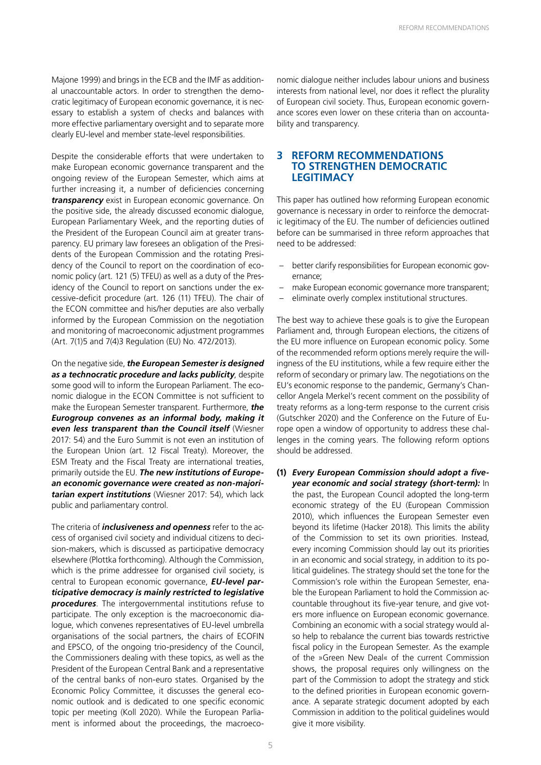Majone 1999) and brings in the ECB and the IMF as additional unaccountable actors. In order to strengthen the democratic legitimacy of European economic governance, it is necessary to establish a system of checks and balances with more effective parliamentary oversight and to separate more clearly EU-level and member state-level responsibilities.

Despite the considerable efforts that were undertaken to make European economic governance transparent and the ongoing review of the European Semester, which aims at further increasing it, a number of deficiencies concerning ***transparency*** exist in European economic governance. On the positive side, the already discussed economic dialogue, European Parliamentary Week, and the reporting duties of the President of the European Council aim at greater transparency. EU primary law foresees an obligation of the Presidents of the European Commission and the rotating Presidency of the Council to report on the coordination of economic policy (art. 121 (5) TFEU) as well as a duty of the Presidency of the Council to report on sanctions under the excessive-deficit procedure (art. 126 (11) TFEU). The chair of the ECON committee and his/her deputies are also verbally informed by the European Commission on the negotiation and monitoring of macroeconomic adjustment programmes (Art. 7(1)5 and 7(4)3 Regulation (EU) No. 472/2013).

On the negative side, ***the European Semester is designed as a technocratic procedure and lacks publicity***, despite some good will to inform the European Parliament. The economic dialogue in the ECON Committee is not sufficient to make the European Semester transparent. Furthermore, ***the Eurogroup convenes as an informal body, making it even less transparent than the Council itself*** (Wiesner 2017: 54) and the Euro Summit is not even an institution of the European Union (art. 12 Fiscal Treaty). Moreover, the ESM Treaty and the Fiscal Treaty are international treaties, primarily outside the EU. ***The new institutions of European economic governance were created as non-majoritarian expert institutions*** (Wiesner 2017: 54), which lack public and parliamentary control.

The criteria of ***inclusiveness and openness*** refer to the access of organised civil society and individual citizens to decision-makers, which is discussed as participative democracy elsewhere (Plottka forthcoming). Although the Commission, which is the prime addressee for organised civil society, is central to European economic governance, ***EU-level participative democracy is mainly restricted to legislative procedures***. The intergovernmental institutions refuse to participate. The only exception is the macroeconomic dialogue, which convenes representatives of EU-level umbrella organisations of the social partners, the chairs of ECOFIN and EPSCO, of the ongoing trio-presidency of the Council, the Commissioners dealing with these topics, as well as the President of the European Central Bank and a representative of the central banks of non-euro states. Organised by the Economic Policy Committee, it discusses the general economic outlook and is dedicated to one specific economic topic per meeting (Koll 2020). While the European Parliament is informed about the proceedings, the macroeconomic dialogue neither includes labour unions and business interests from national level, nor does it reflect the plurality of European civil society. Thus, European economic governance scores even lower on these criteria than on accountability and transparency.

## 3 REFORM RECOMMENDATIONS TO STRENGTHEN DEMOCRATIC LEGITIMACY

This paper has outlined how reforming European economic governance is necessary in order to reinforce the democratic legitimacy of the EU. The number of deficiencies outlined before can be summarised in three reform approaches that need to be addressed:

- better clarify responsibilities for European economic governance;
- make European economic governance more transparent;
- eliminate overly complex institutional structures.

The best way to achieve these goals is to give the European Parliament and, through European elections, the citizens of the EU more influence on European economic policy. Some of the recommended reform options merely require the willingness of the EU institutions, while a few require either the reform of secondary or primary law. The negotiations on the EU's economic response to the pandemic, Germany's Chancellor Angela Merkel's recent comment on the possibility of treaty reforms as a long-term response to the current crisis (Gutschker 2020) and the Conference on the Future of Europe open a window of opportunity to address these challenges in the coming years. The following reform options should be addressed.

**(1)** ***Every European Commission should adopt a five-year economic and social strategy (short-term):*** In the past, the European Council adopted the long-term economic strategy of the EU (European Commission 2010), which influences the European Semester even beyond its lifetime (Hacker 2018). This limits the ability of the Commission to set its own priorities. Instead, every incoming Commission should lay out its priorities in an economic and social strategy, in addition to its political guidelines. The strategy should set the tone for the Commission's role within the European Semester, enable the European Parliament to hold the Commission accountable throughout its five-year tenure, and give voters more influence on European economic governance. Combining an economic with a social strategy would also help to rebalance the current bias towards restrictive fiscal policy in the European Semester. As the example of the »Green New Deal« of the current Commission shows, the proposal requires only willingness on the part of the Commission to adopt the strategy and stick to the defined priorities in European economic governance. A separate strategic document adopted by each Commission in addition to the political guidelines would give it more visibility.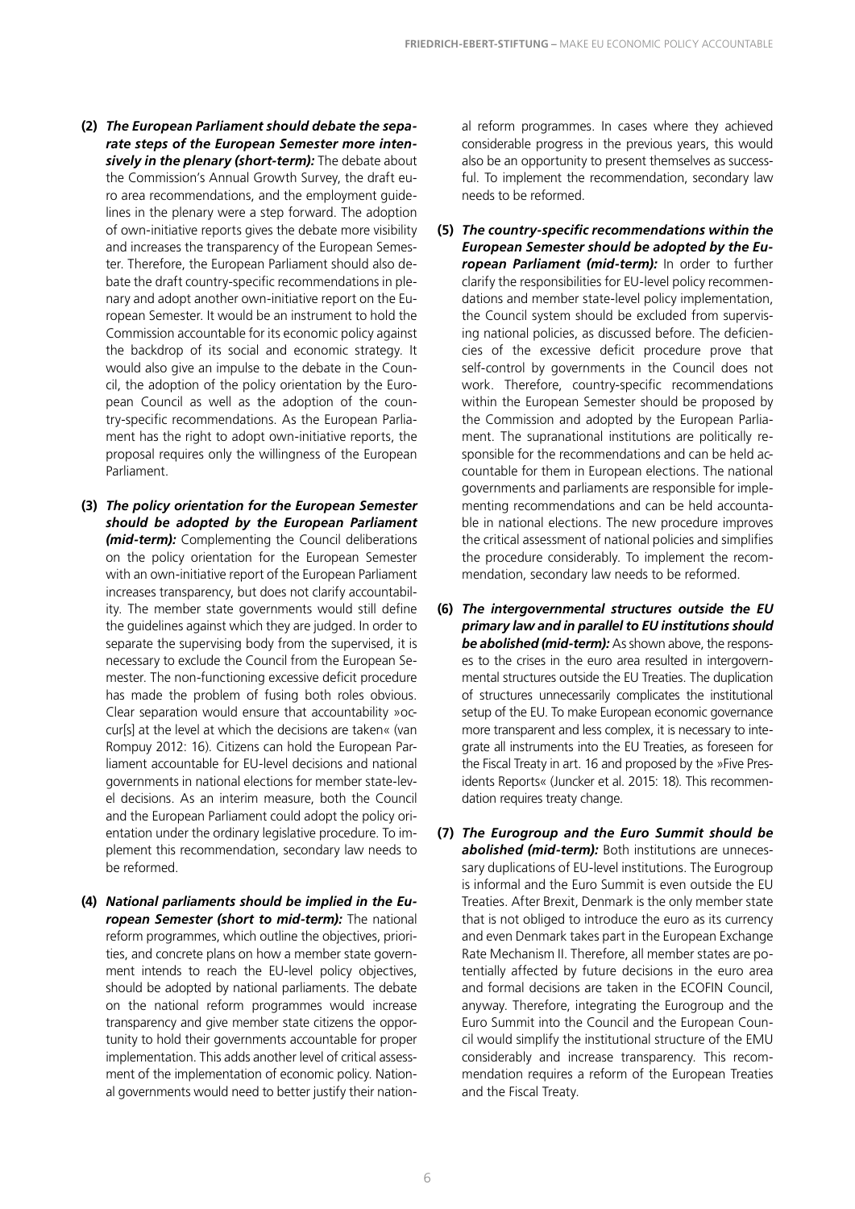**(2)** ***The European Parliament should debate the separate steps of the European Semester more intensively in the plenary (short-term):*** The debate about the Commission's Annual Growth Survey, the draft euro area recommendations, and the employment guidelines in the plenary were a step forward. The adoption of own-initiative reports gives the debate more visibility and increases the transparency of the European Semester. Therefore, the European Parliament should also debate the draft country-specific recommendations in plenary and adopt another own-initiative report on the European Semester. It would be an instrument to hold the Commission accountable for its economic policy against the backdrop of its social and economic strategy. It would also give an impulse to the debate in the Council, the adoption of the policy orientation by the European Council as well as the adoption of the country-specific recommendations. As the European Parliament has the right to adopt own-initiative reports, the proposal requires only the willingness of the European Parliament.

**(3)** ***The policy orientation for the European Semester should be adopted by the European Parliament (mid-term):*** Complementing the Council deliberations on the policy orientation for the European Semester with an own-initiative report of the European Parliament increases transparency, but does not clarify accountability. The member state governments would still define the guidelines against which they are judged. In order to separate the supervising body from the supervised, it is necessary to exclude the Council from the European Semester. The non-functioning excessive deficit procedure has made the problem of fusing both roles obvious. Clear separation would ensure that accountability »occur[s] at the level at which the decisions are taken« (van Rompuy 2012: 16). Citizens can hold the European Parliament accountable for EU-level decisions and national governments in national elections for member state-level decisions. As an interim measure, both the Council and the European Parliament could adopt the policy orientation under the ordinary legislative procedure. To implement this recommendation, secondary law needs to be reformed.

**(4)** ***National parliaments should be implied in the European Semester (short to mid-term):*** The national reform programmes, which outline the objectives, priorities, and concrete plans on how a member state government intends to reach the EU-level policy objectives, should be adopted by national parliaments. The debate on the national reform programmes would increase transparency and give member state citizens the opportunity to hold their governments accountable for proper implementation. This adds another level of critical assessment of the implementation of economic policy. National governments would need to better justify their national reform programmes. In cases where they achieved considerable progress in the previous years, this would also be an opportunity to present themselves as successful. To implement the recommendation, secondary law needs to be reformed.

**(5)** ***The country-specific recommendations within the European Semester should be adopted by the European Parliament (mid-term):*** In order to further clarify the responsibilities for EU-level policy recommendations and member state-level policy implementation, the Council system should be excluded from supervising national policies, as discussed before. The deficiencies of the excessive deficit procedure prove that self-control by governments in the Council does not work. Therefore, country-specific recommendations within the European Semester should be proposed by the Commission and adopted by the European Parliament. The supranational institutions are politically responsible for the recommendations and can be held accountable for them in European elections. The national governments and parliaments are responsible for implementing recommendations and can be held accountable in national elections. The new procedure improves the critical assessment of national policies and simplifies the procedure considerably. To implement the recommendation, secondary law needs to be reformed.

**(6)** ***The intergovernmental structures outside the EU primary law and in parallel to EU institutions should be abolished (mid-term):*** As shown above, the responses to the crises in the euro area resulted in intergovernmental structures outside the EU Treaties. The duplication of structures unnecessarily complicates the institutional setup of the EU. To make European economic governance more transparent and less complex, it is necessary to integrate all instruments into the EU Treaties, as foreseen for the Fiscal Treaty in art. 16 and proposed by the »Five Presidents Reports« (Juncker et al. 2015: 18). This recommendation requires treaty change.

**(7)** ***The Eurogroup and the Euro Summit should be abolished (mid-term):*** Both institutions are unnecessary duplications of EU-level institutions. The Eurogroup is informal and the Euro Summit is even outside the EU Treaties. After Brexit, Denmark is the only member state that is not obliged to introduce the euro as its currency and even Denmark takes part in the European Exchange Rate Mechanism II. Therefore, all member states are potentially affected by future decisions in the euro area and formal decisions are taken in the ECOFIN Council, anyway. Therefore, integrating the Eurogroup and the Euro Summit into the Council and the European Council would simplify the institutional structure of the EMU considerably and increase transparency. This recommendation requires a reform of the European Treaties and the Fiscal Treaty.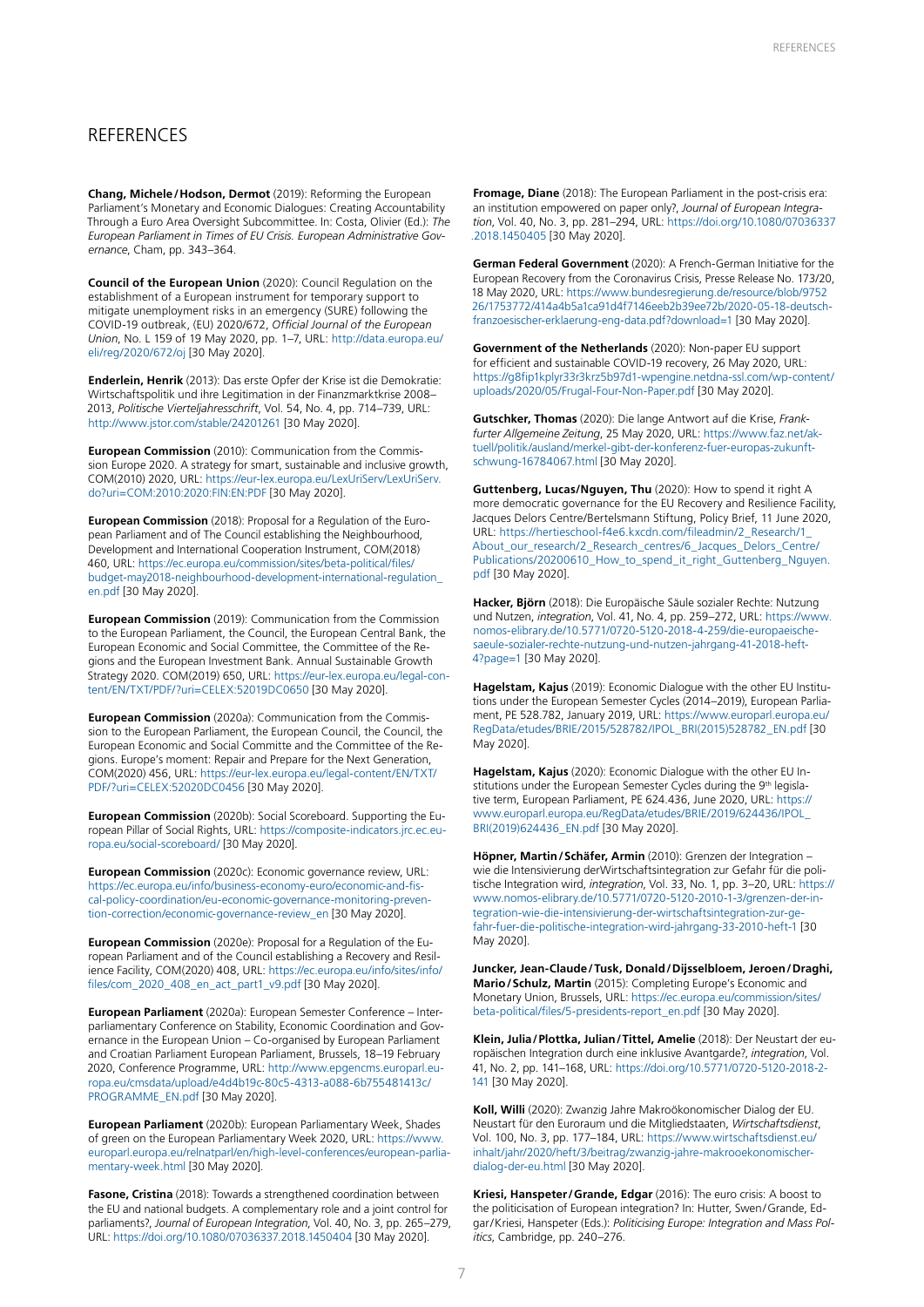# REFERENCES

**Chang, Michele / Hodson, Dermot** (2019): Reforming the European Parliament's Monetary and Economic Dialogues: Creating Accountability Through a Euro Area Oversight Subcommittee. In: Costa, Olivier (Ed.): *The European Parliament in Times of EU Crisis. European Administrative Governance*, Cham, pp. 343–364.

**Council of the European Union** (2020): Council Regulation on the establishment of a European instrument for temporary support to mitigate unemployment risks in an emergency (SURE) following the COVID-19 outbreak, (EU) 2020/672, *Official Journal of the European Union*, No. L 159 of 19 May 2020, pp. 1–7, URL: http://data.europa.eu/eli/reg/2020/672/oj [30 May 2020].

**Enderlein, Henrik** (2013): Das erste Opfer der Krise ist die Demokratie: Wirtschaftspolitik und ihre Legitimation in der Finanzmarktkrise 2008–2013, *Politische Vierteljahresschrift*, Vol. 54, No. 4, pp. 714–739, URL: http://www.jstor.com/stable/24201261 [30 May 2020].

**European Commission** (2010): Communication from the Commission Europe 2020. A strategy for smart, sustainable and inclusive growth, COM(2010) 2020, URL: https://eur-lex.europa.eu/LexUriServ/LexUriServ.do?uri=COM:2010:2020:FIN:EN:PDF [30 May 2020].

**European Commission** (2018): Proposal for a Regulation of the European Parliament and of The Council establishing the Neighbourhood, Development and International Cooperation Instrument, COM(2018) 460, URL: https://ec.europa.eu/commission/sites/beta-political/files/budget-may2018-neighbourhood-development-international-regulation_en.pdf [30 May 2020].

**European Commission** (2019): Communication from the Commission to the European Parliament, the Council, the European Central Bank, the European Economic and Social Committee, the Committee of the Regions and the European Investment Bank. Annual Sustainable Growth Strategy 2020. COM(2019) 650, URL: https://eur-lex.europa.eu/legal-content/EN/TXT/PDF/?uri=CELEX:52019DC0650 [30 May 2020].

**European Commission** (2020a): Communication from the Commission to the European Parliament, the European Council, the Council, the European Economic and Social Committe and the Committee of the Regions. Europe's moment: Repair and Prepare for the Next Generation, COM(2020) 456, URL: https://eur-lex.europa.eu/legal-content/EN/TXT/PDF/?uri=CELEX:52020DC0456 [30 May 2020].

**European Commission** (2020b): Social Scoreboard. Supporting the European Pillar of Social Rights, URL: https://composite-indicators.jrc.ec.europa.eu/social-scoreboard/ [30 May 2020].

**European Commission** (2020c): Economic governance review, URL: https://ec.europa.eu/info/business-economy-euro/economic-and-fiscal-policy-coordination/eu-economic-governance-monitoring-prevention-correction/economic-governance-review_en [30 May 2020].

**European Commission** (2020e): Proposal for a Regulation of the European Parliament and of the Council establishing a Recovery and Resilience Facility, COM(2020) 408, URL: https://ec.europa.eu/info/sites/info/files/com_2020_408_en_act_part1_v9.pdf [30 May 2020].

**European Parliament** (2020a): European Semester Conference – Interparliamentary Conference on Stability, Economic Coordination and Governance in the European Union – Co-organised by European Parliament and Croatian Parliament European Parliament, Brussels, 18–19 February 2020, Conference Programme, URL: http://www.epgencms.europarl.europa.eu/cmsdata/upload/e4d4b19c-80c5-4313-a088-6b755481413c/PROGRAMME_EN.pdf [30 May 2020].

**European Parliament** (2020b): European Parliamentary Week, Shades of green on the European Parliamentary Week 2020, URL: https://www.europarl.europa.eu/relnatparl/en/high-level-conferences/european-parliamentary-week.html [30 May 2020].

**Fasone, Cristina** (2018): Towards a strengthened coordination between the EU and national budgets. A complementary role and a joint control for parliaments?, *Journal of European Integration*, Vol. 40, No. 3, pp. 265–279, URL: https://doi.org/10.1080/07036337.2018.1450404 [30 May 2020].

**Fromage, Diane** (2018): The European Parliament in the post-crisis era: an institution empowered on paper only?, *Journal of European Integration*, Vol. 40, No. 3, pp. 281–294, URL: https://doi.org/10.1080/07036337.2018.1450405 [30 May 2020].

**German Federal Government** (2020): A French-German Initiative for the European Recovery from the Coronavirus Crisis, Presse Release No. 173/20, 18 May 2020, URL: https://www.bundesregierung.de/resource/blob/975226/1753772/414a4b5a1ca91d4f7146eeb2b39ee72b/2020-05-18-deutsch-franzoesischer-erklaerung-eng-data.pdf?download=1 [30 May 2020].

**Government of the Netherlands** (2020): Non-paper EU support for efficient and sustainable COVID-19 recovery, 26 May 2020, URL: https://g8fip1kplyr33r3krz5b97d1-wpengine.netdna-ssl.com/wp-content/uploads/2020/05/Frugal-Four-Non-Paper.pdf [30 May 2020].

**Gutschker, Thomas** (2020): Die lange Antwort auf die Krise, *Frankfurter Allgemeine Zeitung*, 25 May 2020, URL: https://www.faz.net/aktuell/politik/ausland/merkel-gibt-der-konferenz-fuer-europas-zukunft-schwung-16784067.html [30 May 2020].

**Guttenberg, Lucas/Nguyen, Thu** (2020): How to spend it right A more democratic governance for the EU Recovery and Resilience Facility, Jacques Delors Centre/Bertelsmann Stiftung, Policy Brief, 11 June 2020, URL: https://hertieschool-f4e6.kxcdn.com/fileadmin/2_Research/1_About_our_research/2_Research_centres/6_Jacques_Delors_Centre/Publications/20200610_How_to_spend_it_right_Guttenberg_Nguyen.pdf [30 May 2020].

**Hacker, Björn** (2018): Die Europäische Säule sozialer Rechte: Nutzung und Nutzen, *integration*, Vol. 41, No. 4, pp. 259–272, URL: https://www.nomos-elibrary.de/10.5771/0720-5120-2018-4-259/die-europaeische-saeule-sozialer-rechte-nutzung-und-nutzen-jahrgang-41-2018-heft-4?page=1 [30 May 2020].

**Hagelstam, Kajus** (2019): Economic Dialogue with the other EU Institutions under the European Semester Cycles (2014–2019), European Parliament, PE 528.782, January 2019, URL: https://www.europarl.europa.eu/RegData/etudes/BRIE/2015/528782/IPOL_BRI(2015)528782_EN.pdf [30 May 2020].

**Hagelstam, Kajus** (2020): Economic Dialogue with the other EU Institutions under the European Semester Cycles during the 9th legislative term, European Parliament, PE 624.436, June 2020, URL: https://www.europarl.europa.eu/RegData/etudes/BRIE/2019/624436/IPOL_BRI(2019)624436_EN.pdf [30 May 2020].

**Höpner, Martin / Schäfer, Armin** (2010): Grenzen der Integration – wie die Intensivierung derWirtschaftsintegration zur Gefahr für die politische Integration wird, *integration*, Vol. 33, No. 1, pp. 3–20, URL: https://www.nomos-elibrary.de/10.5771/0720-5120-2010-1-3/grenzen-der-integration-wie-die-intensivierung-der-wirtschaftsintegration-zur-gefahr-fuer-die-politische-integration-wird-jahrgang-33-2010-heft-1 [30 May 2020].

**Juncker, Jean-Claude / Tusk, Donald / Dijsselbloem, Jeroen / Draghi, Mario / Schulz, Martin** (2015): Completing Europe's Economic and Monetary Union, Brussels, URL: https://ec.europa.eu/commission/sites/beta-political/files/5-presidents-report_en.pdf [30 May 2020].

**Klein, Julia / Plottka, Julian / Tittel, Amelie** (2018): Der Neustart der europäischen Integration durch eine inklusive Avantgarde?, *integration*, Vol. 41, No. 2, pp. 141–168, URL: https://doi.org/10.5771/0720-5120-2018-2-141 [30 May 2020].

**Koll, Willi** (2020): Zwanzig Jahre Makroökonomischer Dialog der EU. Neustart für den Euroraum und die Mitgliedstaaten, *Wirtschaftsdienst*, Vol. 100, No. 3, pp. 177–184, URL: https://www.wirtschaftsdienst.eu/inhalt/jahr/2020/heft/3/beitrag/zwanzig-jahre-makrooekonomischer-dialog-der-eu.html [30 May 2020].

**Kriesi, Hanspeter / Grande, Edgar** (2016): The euro crisis: A boost to the politicisation of European integration? In: Hutter, Swen / Grande, Edgar / Kriesi, Hanspeter (Eds.): *Politicising Europe: Integration and Mass Politics*, Cambridge, pp. 240–276.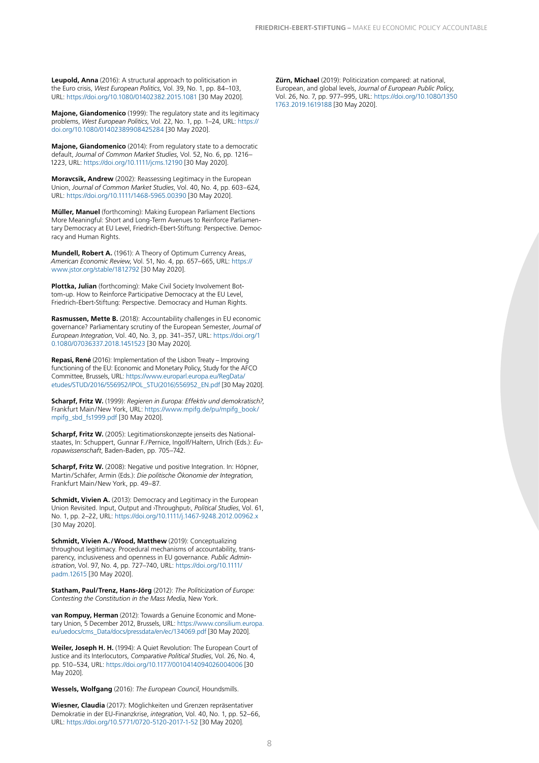**Leupold, Anna** (2016): A structural approach to politicisation in the Euro crisis, *West European Politics*, Vol. 39, No. 1, pp. 84–103, URL: https://doi.org/10.1080/01402382.2015.1081 [30 May 2020].

**Majone, Giandomenico** (1999): The regulatory state and its legitimacy problems, *West European Politics*, Vol. 22, No. 1, pp. 1–24, URL: https://doi.org/10.1080/01402389908425284 [30 May 2020].

**Majone, Giandomenico** (2014): From regulatory state to a democratic default, *Journal of Common Market Studies*, Vol. 52, No. 6, pp. 1216–1223, URL: https://doi.org/10.1111/jcms.12190 [30 May 2020].

**Moravcsik, Andrew** (2002): Reassessing Legitimacy in the European Union, *Journal of Common Market Studies*, Vol. 40, No. 4, pp. 603–624, URL: https://doi.org/10.1111/1468-5965.00390 [30 May 2020].

**Müller, Manuel** (forthcoming): Making European Parliament Elections More Meaningful: Short and Long-Term Avenues to Reinforce Parliamentary Democracy at EU Level, Friedrich-Ebert-Stiftung: Perspective. Democracy and Human Rights.

**Mundell, Robert A.** (1961): A Theory of Optimum Currency Areas, *American Economic Review*, Vol. 51, No. 4, pp. 657–665, URL: https://www.jstor.org/stable/1812792 [30 May 2020].

**Plottka, Julian** (forthcoming): Make Civil Society Involvement Bottom-up. How to Reinforce Participative Democracy at the EU Level, Friedrich-Ebert-Stiftung: Perspective. Democracy and Human Rights.

**Rasmussen, Mette B.** (2018): Accountability challenges in EU economic governance? Parliamentary scrutiny of the European Semester, *Journal of European Integration*, Vol. 40, No. 3, pp. 341–357, URL: https://doi.org/10.1080/07036337.2018.1451523 [30 May 2020].

**Repasi, René** (2016): Implementation of the Lisbon Treaty – Improving functioning of the EU: Economic and Monetary Policy, Study for the AFCO Committee, Brussels, URL: https://www.europarl.europa.eu/RegData/etudes/STUD/2016/556952/IPOL_STU(2016)556952_EN.pdf [30 May 2020].

**Scharpf, Fritz W.** (1999): *Regieren in Europa: Effektiv und demokratisch?*, Frankfurt Main/New York, URL: https://www.mpifg.de/pu/mpifg_book/mpifg_sbd_fs1999.pdf [30 May 2020].

**Scharpf, Fritz W.** (2005): Legitimationskonzepte jenseits des Nationalstaates, In: Schuppert, Gunnar F./Pernice, Ingolf/Haltern, Ulrich (Eds.): *Europawissenschaft*, Baden-Baden, pp. 705–742.

**Scharpf, Fritz W.** (2008): Negative und positive Integration. In: Höpner, Martin/Schäfer, Armin (Eds.): *Die politische Ökonomie der Integration*, Frankfurt Main/New York, pp. 49–87.

**Schmidt, Vivien A.** (2013): Democracy and Legitimacy in the European Union Revisited. Input, Output and ›Throughput‹, *Political Studies*, Vol. 61, No. 1, pp. 2–22, URL: https://doi.org/10.1111/j.1467-9248.2012.00962.x [30 May 2020].

**Schmidt, Vivien A./Wood, Matthew** (2019): Conceptualizing throughout legitimacy. Procedural mechanisms of accountability, transparency, inclusiveness and openness in EU governance. *Public Administration*, Vol. 97, No. 4, pp. 727–740, URL: https://doi.org/10.1111/padm.12615 [30 May 2020].

**Statham, Paul/Trenz, Hans-Jörg** (2012): *The Politicization of Europe: Contesting the Constitution in the Mass Media*, New York.

**van Rompuy, Herman** (2012): Towards a Genuine Economic and Monetary Union, 5 December 2012, Brussels, URL: https://www.consilium.europa.eu/uedocs/cms_Data/docs/pressdata/en/ec/134069.pdf [30 May 2020].

**Weiler, Joseph H. H.** (1994): A Quiet Revolution: The European Court of Justice and its Interlocutors, *Comparative Political Studies*, Vol. 26, No. 4, pp. 510–534, URL: https://doi.org/10.1177/0010414094026004006 [30 May 2020].

**Wessels, Wolfgang** (2016): *The European Council*, Houndsmills.

**Wiesner, Claudia** (2017): Möglichkeiten und Grenzen repräsentativer Demokratie in der EU-Finanzkrise, *integration*, Vol. 40, No. 1, pp. 52–66, URL: https://doi.org/10.5771/0720-5120-2017-1-52 [30 May 2020].

**Zürn, Michael** (2019): Politicization compared: at national, European, and global levels, *Journal of European Public Policy*, Vol. 26, No. 7, pp. 977–995, URL: https://doi.org/10.1080/13501763.2019.1619188 [30 May 2020].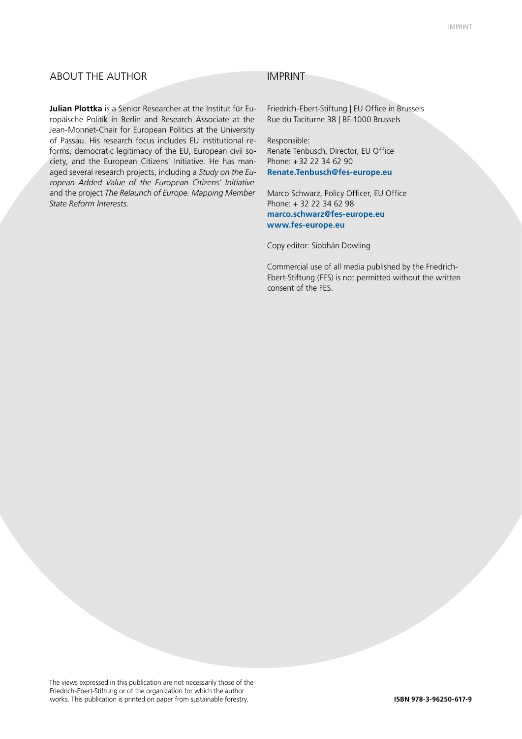## ABOUT THE AUTHOR

**Julian Plottka** is a Senior Researcher at the Institut für Europäische Politik in Berlin and Research Associate at the Jean-Monnet-Chair for European Politics at the University of Passau. His research focus includes EU institutional reforms, democratic legitimacy of the EU, European civil society, and the European Citizens' Initiative. He has managed several research projects, including a *Study on the European Added Value of the European Citizens' Initiative* and the project *The Relaunch of Europe. Mapping Member State Reform Interests.*

## IMPRINT

Friedrich-Ebert-Stiftung | EU Office in Brussels
Rue du Taciturne 38 | BE-1000 Brussels

Responsible:
Renate Tenbusch, Director, EU Office
Phone: +32 22 34 62 90
**Renate.Tenbusch@fes-europe.eu**

Marco Schwarz, Policy Officer, EU Office
Phone: + 32 22 34 62 98
**marco.schwarz@fes-europe.eu**
**www.fes-europe.eu**

Copy editor: Siobhán Dowling

Commercial use of all media published by the Friedrich-Ebert-Stiftung (FES) is not permitted without the written consent of the FES.

The views expressed in this publication are not necessarily those of the Friedrich-Ebert-Stiftung or of the organization for which the author works. This publication is printed on paper from sustainable forestry.

**ISBN 978-3-96250-617-9**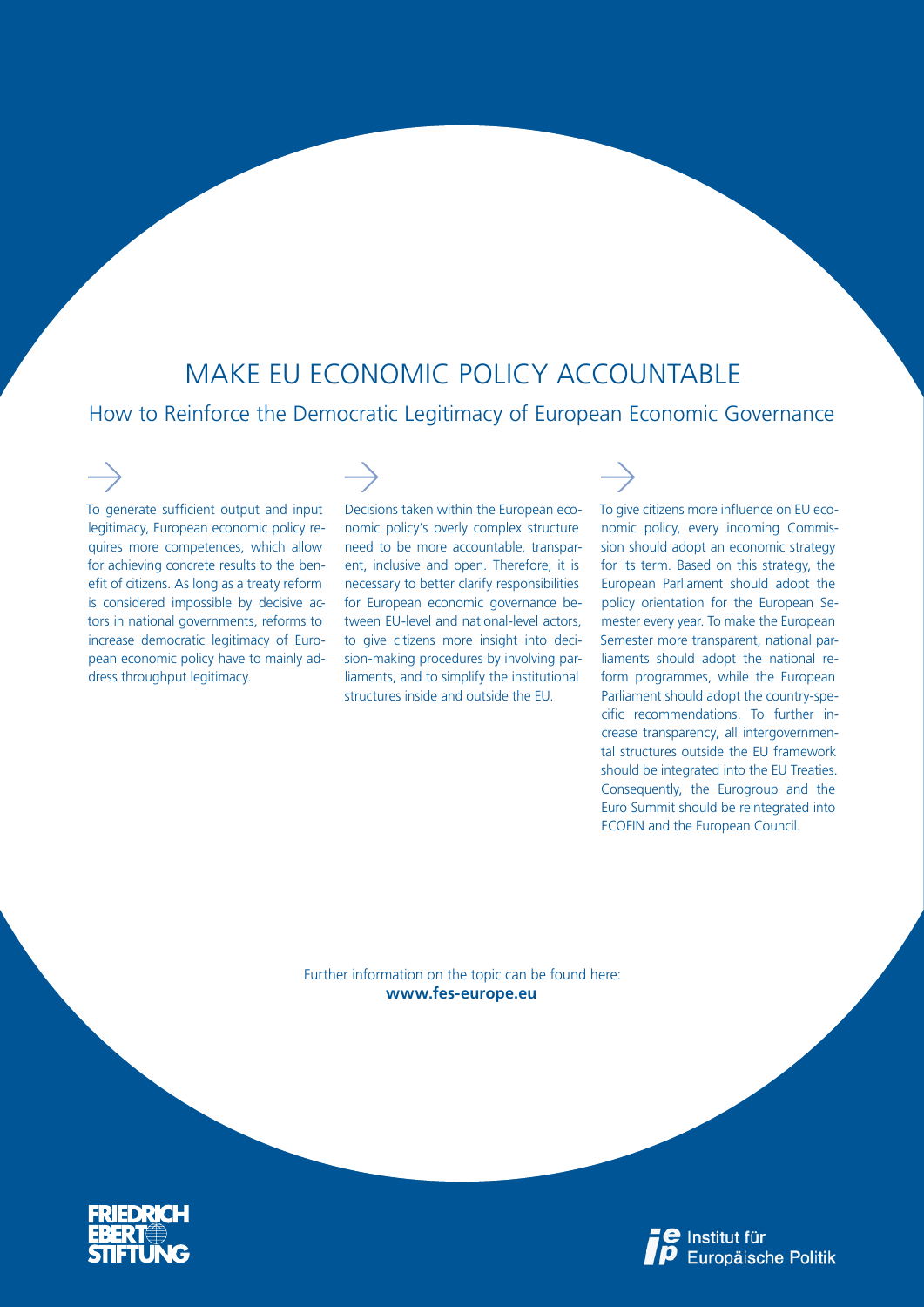# MAKE EU ECONOMIC POLICY ACCOUNTABLE

## How to Reinforce the Democratic Legitimacy of European Economic Governance

→

To generate sufficient output and input legitimacy, European economic policy requires more competences, which allow for achieving concrete results to the benefit of citizens. As long as a treaty reform is considered impossible by decisive actors in national governments, reforms to increase democratic legitimacy of European economic policy have to mainly address throughput legitimacy.

→

Decisions taken within the European economic policy's overly complex structure need to be more accountable, transparent, inclusive and open. Therefore, it is necessary to better clarify responsibilities for European economic governance between EU-level and national-level actors, to give citizens more insight into decision-making procedures by involving parliaments, and to simplify the institutional structures inside and outside the EU.

→

To give citizens more influence on EU economic policy, every incoming Commission should adopt an economic strategy for its term. Based on this strategy, the European Parliament should adopt the policy orientation for the European Semester every year. To make the European Semester more transparent, national parliaments should adopt the national reform programmes, while the European Parliament should adopt the country-specific recommendations. To further increase transparency, all intergovernmental structures outside the EU framework should be integrated into the EU Treaties. Consequently, the Eurogroup and the Euro Summit should be reintegrated into ECOFIN and the European Council.

Further information on the topic can be found here:
**www.fes-europe.eu**

FRIEDRICH EBERT STIFTUNG

Institut für Europäische Politik